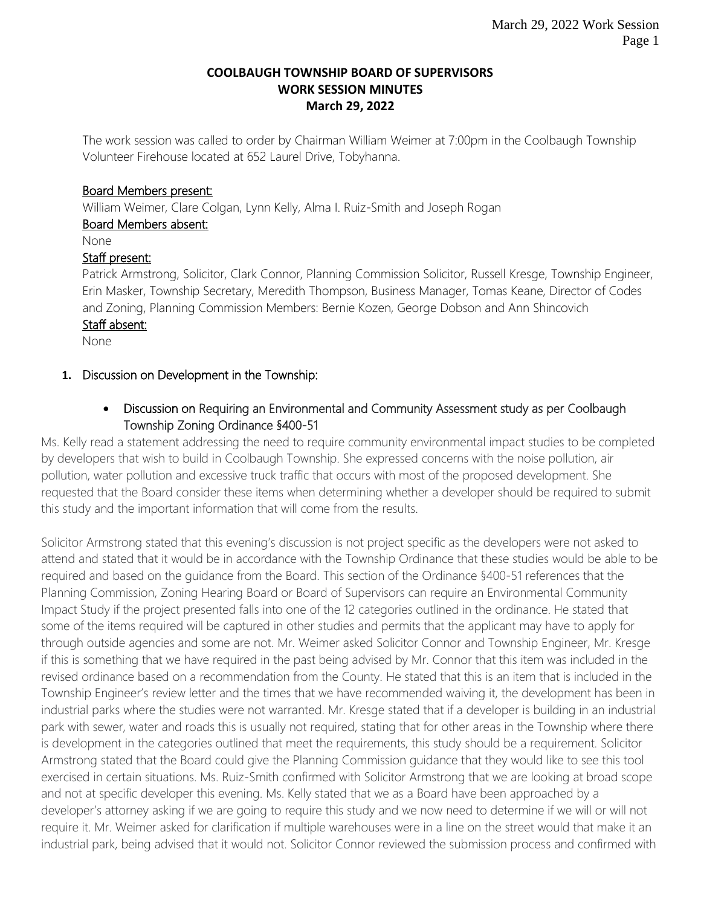# COOLBAUGH TOWNSHIP BOARD OF SUPERVISORS
## WORK SESSION MINUTES
### March 29, 2022

The work session was called to order by Chairman William Weimer at 7:00pm in the Coolbaugh Township Volunteer Firehouse located at 652 Laurel Drive, Tobyhanna.

Board Members present:
William Weimer, Clare Colgan, Lynn Kelly, Alma I. Ruiz-Smith and Joseph Rogan

Board Members absent:
None

Staff present:
Patrick Armstrong, Solicitor, Clark Connor, Planning Commission Solicitor, Russell Kresge, Township Engineer, Erin Masker, Township Secretary, Meredith Thompson, Business Manager, Tomas Keane, Director of Codes and Zoning, Planning Commission Members: Bernie Kozen, George Dobson and Ann Shincovich

Staff absent:
None

1. Discussion on Development in the Township:

   - Discussion on Requiring an Environmental and Community Assessment study as per Coolbaugh Township Zoning Ordinance §400-51

Ms. Kelly read a statement addressing the need to require community environmental impact studies to be completed by developers that wish to build in Coolbaugh Township. She expressed concerns with the noise pollution, air pollution, water pollution and excessive truck traffic that occurs with most of the proposed development. She requested that the Board consider these items when determining whether a developer should be required to submit this study and the important information that will come from the results.

Solicitor Armstrong stated that this evening's discussion is not project specific as the developers were not asked to attend and stated that it would be in accordance with the Township Ordinance that these studies would be able to be required and based on the guidance from the Board. This section of the Ordinance §400-51 references that the Planning Commission, Zoning Hearing Board or Board of Supervisors can require an Environmental Community Impact Study if the project presented falls into one of the 12 categories outlined in the ordinance. He stated that some of the items required will be captured in other studies and permits that the applicant may have to apply for through outside agencies and some are not. Mr. Weimer asked Solicitor Connor and Township Engineer, Mr. Kresge if this is something that we have required in the past being advised by Mr. Connor that this item was included in the revised ordinance based on a recommendation from the County. He stated that this is an item that is included in the Township Engineer's review letter and the times that we have recommended waiving it, the development has been in industrial parks where the studies were not warranted. Mr. Kresge stated that if a developer is building in an industrial park with sewer, water and roads this is usually not required, stating that for other areas in the Township where there is development in the categories outlined that meet the requirements, this study should be a requirement. Solicitor Armstrong stated that the Board could give the Planning Commission guidance that they would like to see this tool exercised in certain situations. Ms. Ruiz-Smith confirmed with Solicitor Armstrong that we are looking at broad scope and not at specific developer this evening. Ms. Kelly stated that we as a Board have been approached by a developer's attorney asking if we are going to require this study and we now need to determine if we will or will not require it. Mr. Weimer asked for clarification if multiple warehouses were in a line on the street would that make it an industrial park, being advised that it would not. Solicitor Connor reviewed the submission process and confirmed with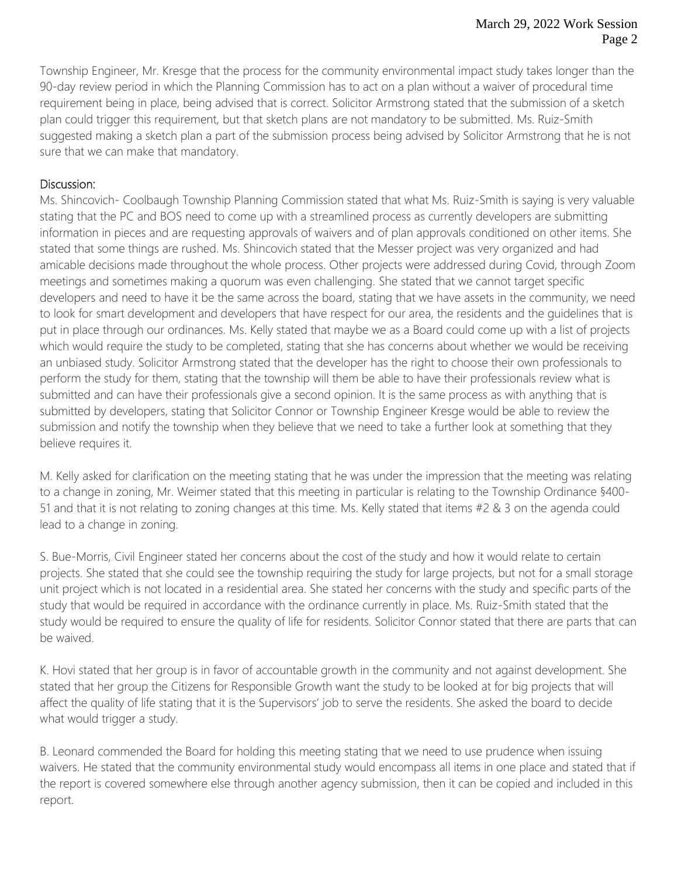Township Engineer, Mr. Kresge that the process for the community environmental impact study takes longer than the 90-day review period in which the Planning Commission has to act on a plan without a waiver of procedural time requirement being in place, being advised that is correct. Solicitor Armstrong stated that the submission of a sketch plan could trigger this requirement, but that sketch plans are not mandatory to be submitted. Ms. Ruiz-Smith suggested making a sketch plan a part of the submission process being advised by Solicitor Armstrong that he is not sure that we can make that mandatory.

## Discussion:

Ms. Shincovich- Coolbaugh Township Planning Commission stated that what Ms. Ruiz-Smith is saying is very valuable stating that the PC and BOS need to come up with a streamlined process as currently developers are submitting information in pieces and are requesting approvals of waivers and of plan approvals conditioned on other items. She stated that some things are rushed. Ms. Shincovich stated that the Messer project was very organized and had amicable decisions made throughout the whole process. Other projects were addressed during Covid, through Zoom meetings and sometimes making a quorum was even challenging. She stated that we cannot target specific developers and need to have it be the same across the board, stating that we have assets in the community, we need to look for smart development and developers that have respect for our area, the residents and the guidelines that is put in place through our ordinances. Ms. Kelly stated that maybe we as a Board could come up with a list of projects which would require the study to be completed, stating that she has concerns about whether we would be receiving an unbiased study. Solicitor Armstrong stated that the developer has the right to choose their own professionals to perform the study for them, stating that the township will them be able to have their professionals review what is submitted and can have their professionals give a second opinion. It is the same process as with anything that is submitted by developers, stating that Solicitor Connor or Township Engineer Kresge would be able to review the submission and notify the township when they believe that we need to take a further look at something that they believe requires it.

M. Kelly asked for clarification on the meeting stating that he was under the impression that the meeting was relating to a change in zoning, Mr. Weimer stated that this meeting in particular is relating to the Township Ordinance §400-51 and that it is not relating to zoning changes at this time. Ms. Kelly stated that items #2 & 3 on the agenda could lead to a change in zoning.

S. Bue-Morris, Civil Engineer stated her concerns about the cost of the study and how it would relate to certain projects. She stated that she could see the township requiring the study for large projects, but not for a small storage unit project which is not located in a residential area. She stated her concerns with the study and specific parts of the study that would be required in accordance with the ordinance currently in place. Ms. Ruiz-Smith stated that the study would be required to ensure the quality of life for residents. Solicitor Connor stated that there are parts that can be waived.

K. Hovi stated that her group is in favor of accountable growth in the community and not against development. She stated that her group the Citizens for Responsible Growth want the study to be looked at for big projects that will affect the quality of life stating that it is the Supervisors' job to serve the residents. She asked the board to decide what would trigger a study.

B. Leonard commended the Board for holding this meeting stating that we need to use prudence when issuing waivers. He stated that the community environmental study would encompass all items in one place and stated that if the report is covered somewhere else through another agency submission, then it can be copied and included in this report.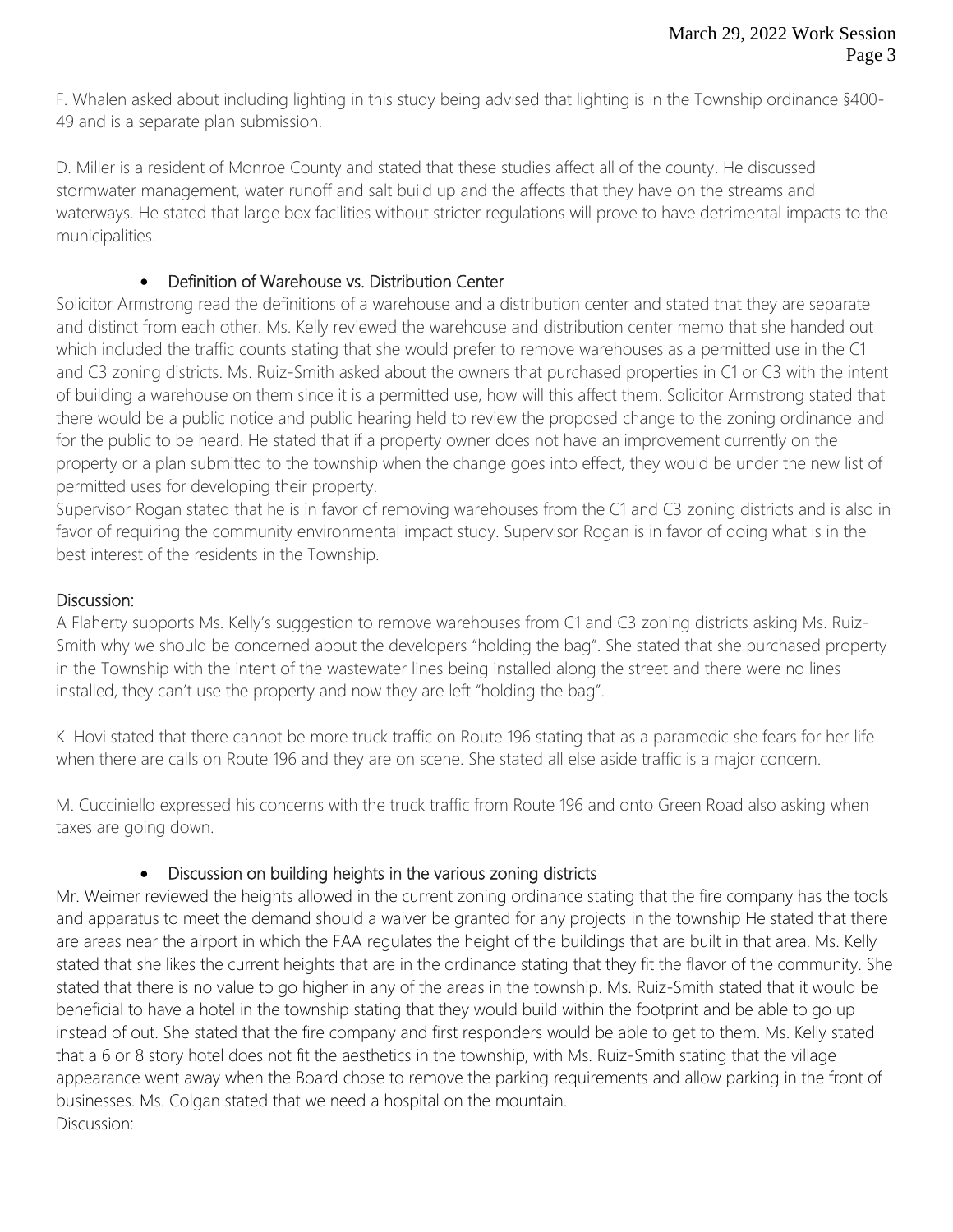F. Whalen asked about including lighting in this study being advised that lighting is in the Township ordinance §400-49 and is a separate plan submission.

D. Miller is a resident of Monroe County and stated that these studies affect all of the county. He discussed stormwater management, water runoff and salt build up and the affects that they have on the streams and waterways. He stated that large box facilities without stricter regulations will prove to have detrimental impacts to the municipalities.

- Definition of Warehouse vs. Distribution Center

Solicitor Armstrong read the definitions of a warehouse and a distribution center and stated that they are separate and distinct from each other. Ms. Kelly reviewed the warehouse and distribution center memo that she handed out which included the traffic counts stating that she would prefer to remove warehouses as a permitted use in the C1 and C3 zoning districts. Ms. Ruiz-Smith asked about the owners that purchased properties in C1 or C3 with the intent of building a warehouse on them since it is a permitted use, how will this affect them. Solicitor Armstrong stated that there would be a public notice and public hearing held to review the proposed change to the zoning ordinance and for the public to be heard. He stated that if a property owner does not have an improvement currently on the property or a plan submitted to the township when the change goes into effect, they would be under the new list of permitted uses for developing their property.
Supervisor Rogan stated that he is in favor of removing warehouses from the C1 and C3 zoning districts and is also in favor of requiring the community environmental impact study. Supervisor Rogan is in favor of doing what is in the best interest of the residents in the Township.

Discussion:
A Flaherty supports Ms. Kelly's suggestion to remove warehouses from C1 and C3 zoning districts asking Ms. Ruiz-Smith why we should be concerned about the developers "holding the bag". She stated that she purchased property in the Township with the intent of the wastewater lines being installed along the street and there were no lines installed, they can't use the property and now they are left "holding the bag".

K. Hovi stated that there cannot be more truck traffic on Route 196 stating that as a paramedic she fears for her life when there are calls on Route 196 and they are on scene. She stated all else aside traffic is a major concern.

M. Cucciniello expressed his concerns with the truck traffic from Route 196 and onto Green Road also asking when taxes are going down.

- Discussion on building heights in the various zoning districts

Mr. Weimer reviewed the heights allowed in the current zoning ordinance stating that the fire company has the tools and apparatus to meet the demand should a waiver be granted for any projects in the township He stated that there are areas near the airport in which the FAA regulates the height of the buildings that are built in that area. Ms. Kelly stated that she likes the current heights that are in the ordinance stating that they fit the flavor of the community. She stated that there is no value to go higher in any of the areas in the township. Ms. Ruiz-Smith stated that it would be beneficial to have a hotel in the township stating that they would build within the footprint and be able to go up instead of out. She stated that the fire company and first responders would be able to get to them. Ms. Kelly stated that a 6 or 8 story hotel does not fit the aesthetics in the township, with Ms. Ruiz-Smith stating that the village appearance went away when the Board chose to remove the parking requirements and allow parking in the front of businesses. Ms. Colgan stated that we need a hospital on the mountain.
Discussion: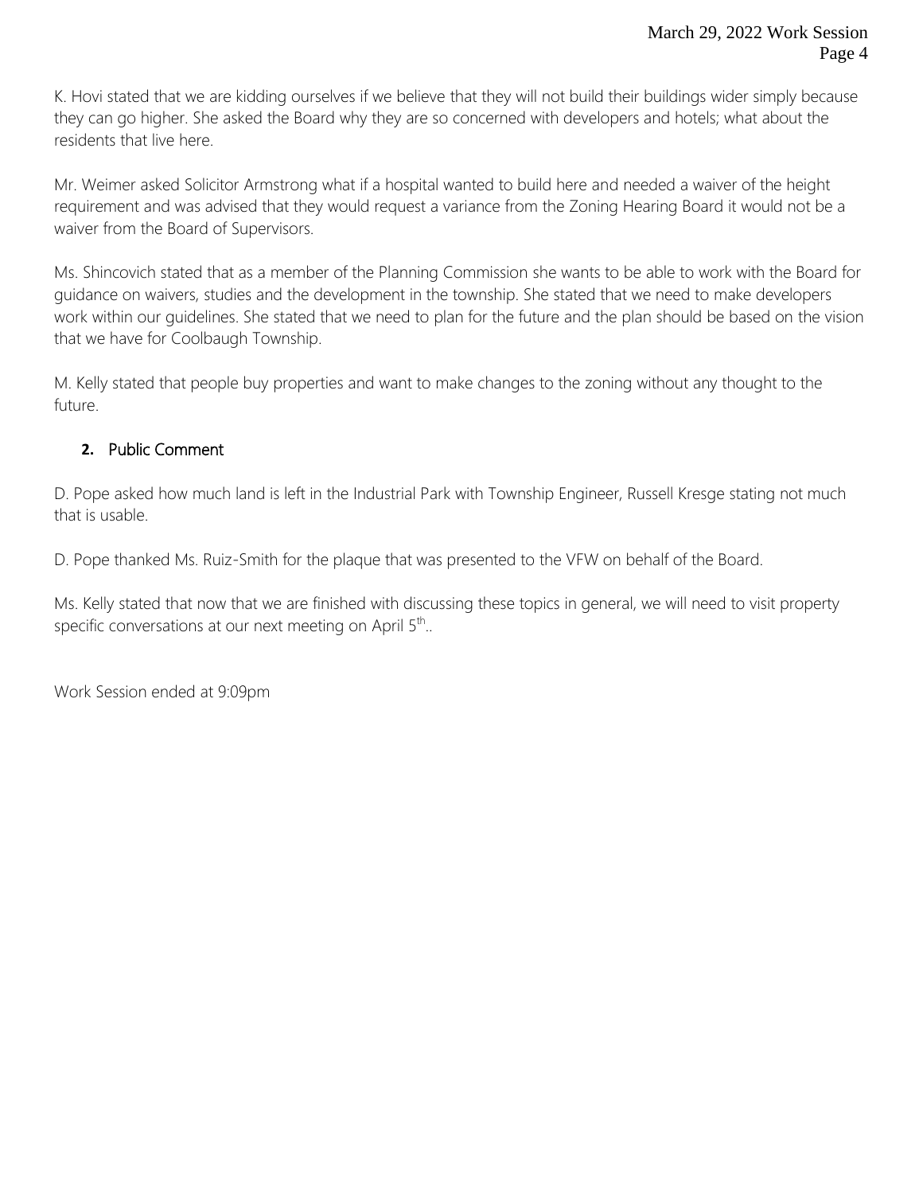K. Hovi stated that we are kidding ourselves if we believe that they will not build their buildings wider simply because they can go higher. She asked the Board why they are so concerned with developers and hotels; what about the residents that live here.

Mr. Weimer asked Solicitor Armstrong what if a hospital wanted to build here and needed a waiver of the height requirement and was advised that they would request a variance from the Zoning Hearing Board it would not be a waiver from the Board of Supervisors.

Ms. Shincovich stated that as a member of the Planning Commission she wants to be able to work with the Board for guidance on waivers, studies and the development in the township. She stated that we need to make developers work within our guidelines. She stated that we need to plan for the future and the plan should be based on the vision that we have for Coolbaugh Township.

M. Kelly stated that people buy properties and want to make changes to the zoning without any thought to the future.

**2.** Public Comment

D. Pope asked how much land is left in the Industrial Park with Township Engineer, Russell Kresge stating not much that is usable.

D. Pope thanked Ms. Ruiz-Smith for the plaque that was presented to the VFW on behalf of the Board.

Ms. Kelly stated that now that we are finished with discussing these topics in general, we will need to visit property specific conversations at our next meeting on April 5th..

Work Session ended at 9:09pm